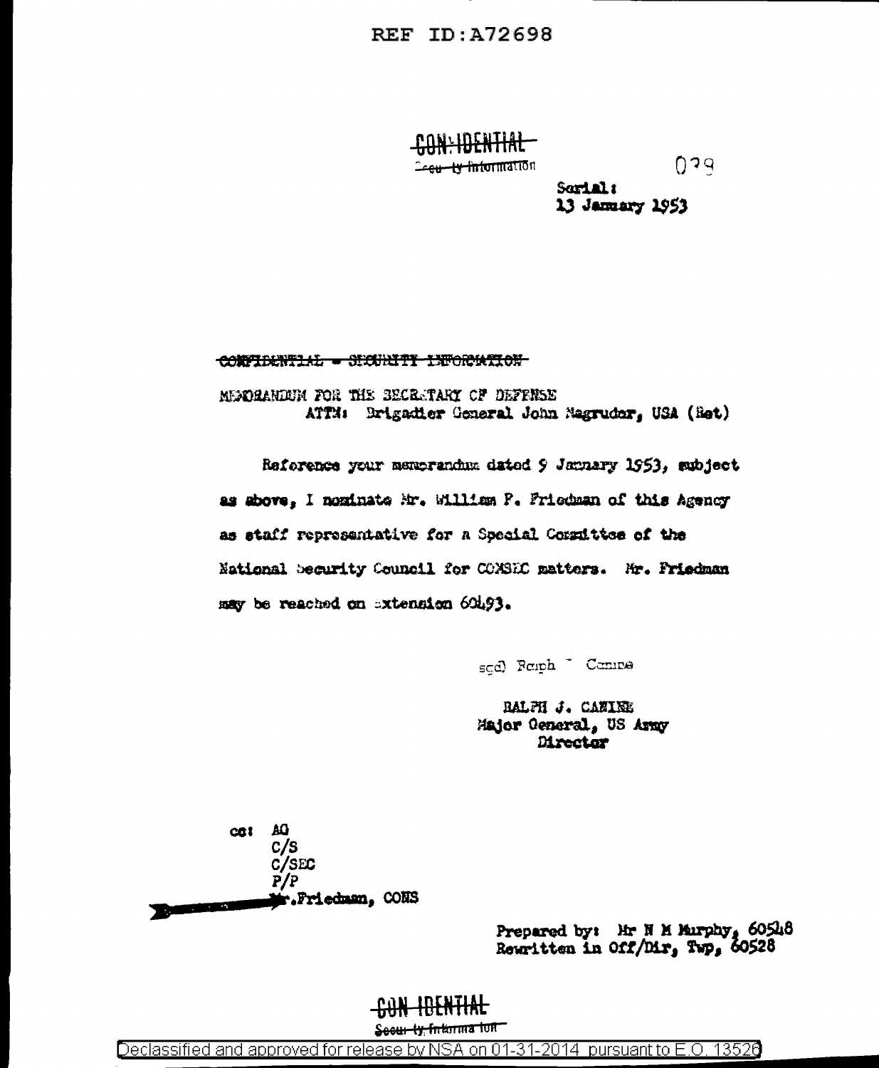REF ID:A72698

CONFIDENTIAL
Security Information

029

Serial:
13 January 1953

~~CONFIDENTIAL - SECURITY INFORMATION~~

MEMORANDUM FOR THE SECRETARY OF DEFENSE
ATTN: Brigadier General John Magruder, USA (Ret)

Reference your memorandum dated 9 January 1953, subject as above, I nominate Mr. William F. Friedman of this Agency as staff representative for a Special Committee of the National Security Council for COMSEC matters. Mr. Friedman may be reached on extension 60493.

scd) Ralph J. Canine

RALPH J. CANINE
Major General, US Army
Director

cc: AG
C/S
C/SEC
P/P
Mr. Friedman, COMS

Prepared by: Mr N M Murphy, 60548
Rewritten in Off/Dir, Twp, 60528

CONFIDENTIAL
Security Information

Declassified and approved for release by NSA on 01-31-2014 pursuant to E.O. 13526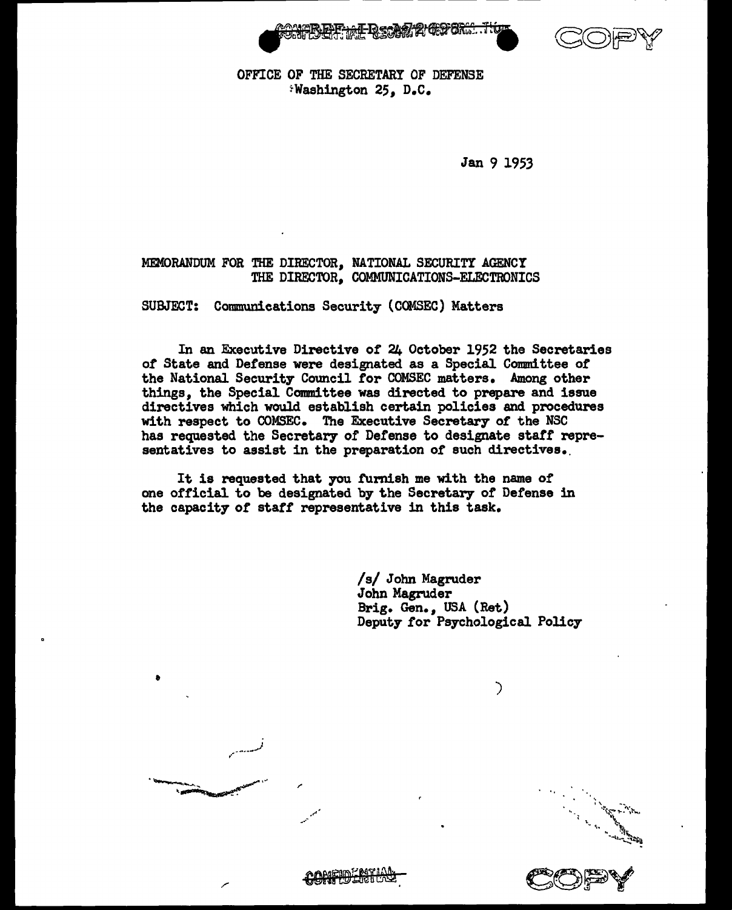OFFICE OF THE SECRETARY OF DEFENSE
Washington 25, D.C.

Jan 9 1953

MEMORANDUM FOR THE DIRECTOR, NATIONAL SECURITY AGENCY
THE DIRECTOR, COMMUNICATIONS-ELECTRONICS

SUBJECT: Communications Security (COMSEC) Matters

In an Executive Directive of 24 October 1952 the Secretaries of State and Defense were designated as a Special Committee of the National Security Council for COMSEC matters. Among other things, the Special Committee was directed to prepare and issue directives which would establish certain policies and procedures with respect to COMSEC. The Executive Secretary of the NSC has requested the Secretary of Defense to designate staff representatives to assist in the preparation of such directives.

It is requested that you furnish me with the name of one official to be designated by the Secretary of Defense in the capacity of staff representative in this task.

/s/ John Magruder
John Magruder
Brig. Gen., USA (Ret)
Deputy for Psychological Policy

CONFIDENTIAL